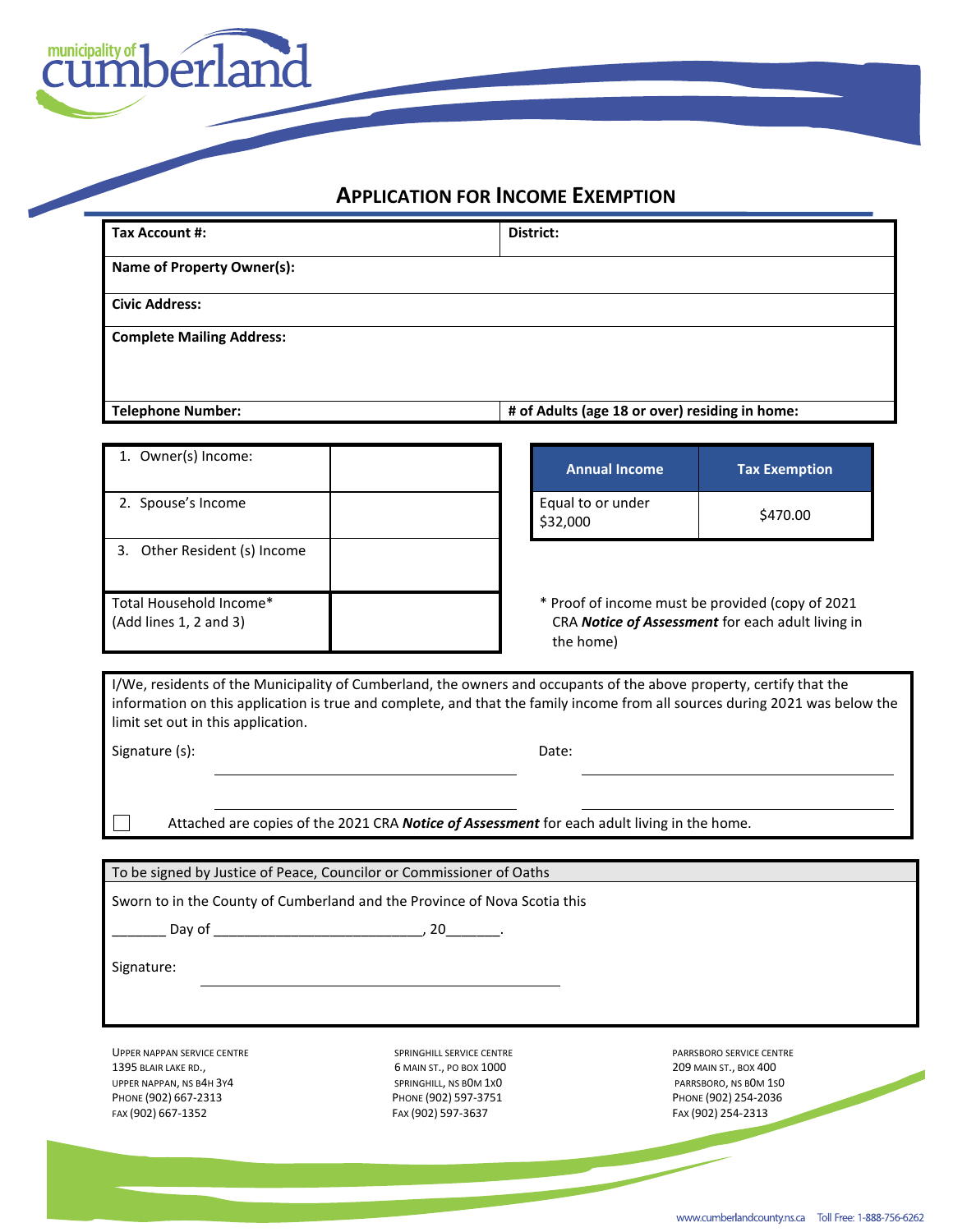municipality of cumberland

# APPLICATION FOR INCOME EXEMPTION

| Tax Account #: | District: |
|---|---|
| **Name of Property Owner(s):** | |
| **Civic Address:** | |
| **Complete Mailing Address:** | |
| **Telephone Number:** | **# of Adults (age 18 or over) residing in home:** |

| | |
|---|---|
| 1. Owner(s) Income: | |
| 2. Spouse's Income | |
| 3. Other Resident (s) Income | |
| Total Household Income* (Add lines 1, 2 and 3) | |

| Annual Income | Tax Exemption |
|---|---|
| Equal to or under $32,000 | $470.00 |

\* Proof of income must be provided (copy of 2021 CRA ***Notice of Assessment*** for each adult living in the home)

I/We, residents of the Municipality of Cumberland, the owners and occupants of the above property, certify that the information on this application is true and complete, and that the family income from all sources during 2021 was below the limit set out in this application.

Signature (s): ______________________ Date: ______________________

______________________ ______________________

☐ Attached are copies of the 2021 CRA ***Notice of Assessment*** for each adult living in the home.

To be signed by Justice of Peace, Councilor or Commissioner of Oaths

Sworn to in the County of Cumberland and the Province of Nova Scotia this

_______ Day of __________________________, 20_______.

Signature: ______________________

UPPER NAPPAN SERVICE CENTRE
1395 BLAIR LAKE RD.,
UPPER NAPPAN, NS B4H 3Y4
PHONE (902) 667-2313
FAX (902) 667-1352

SPRINGHILL SERVICE CENTRE
6 MAIN ST., PO BOX 1000
SPRINGHILL, NS B0M 1X0
PHONE (902) 597-3751
FAX (902) 597-3637

PARRSBORO SERVICE CENTRE
209 MAIN ST., BOX 400
PARRSBORO, NS B0M 1S0
PHONE (902) 254-2036
FAX (902) 254-2313

www.cumberlandcounty.ns.ca Toll Free: 1-888-756-6262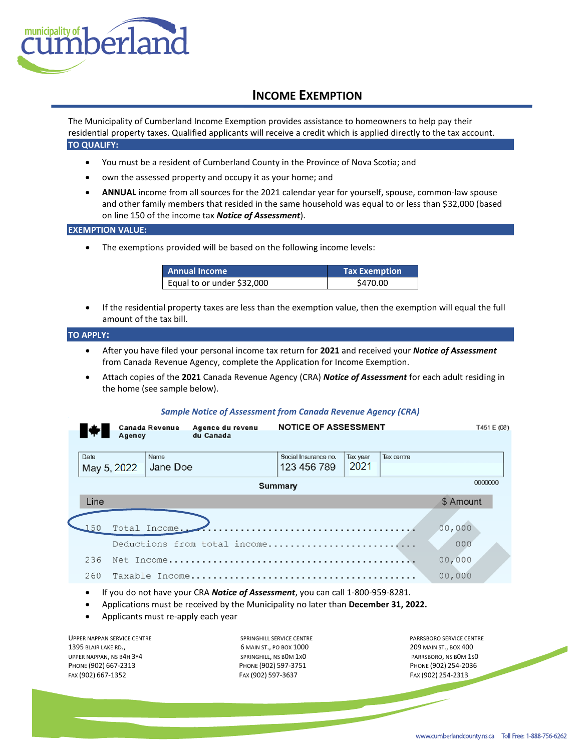municipality of cumberland

# INCOME EXEMPTION

The Municipality of Cumberland Income Exemption provides assistance to homeowners to help pay their residential property taxes. Qualified applicants will receive a credit which is applied directly to the tax account.

## TO QUALIFY:

- You must be a resident of Cumberland County in the Province of Nova Scotia; and
- own the assessed property and occupy it as your home; and
- **ANNUAL** income from all sources for the 2021 calendar year for yourself, spouse, common-law spouse and other family members that resided in the same household was equal to or less than $32,000 (based on line 150 of the income tax ***Notice of Assessment***).

## EXEMPTION VALUE:

- The exemptions provided will be based on the following income levels:

| Annual Income | Tax Exemption |
|---|---|
| Equal to or under $32,000 | $470.00 |

- If the residential property taxes are less than the exemption value, then the exemption will equal the full amount of the tax bill.

## TO APPLY:

- After you have filed your personal income tax return for **2021** and received your ***Notice of Assessment*** from Canada Revenue Agency, complete the Application for Income Exemption.
- Attach copies of the **2021** Canada Revenue Agency (CRA) ***Notice of Assessment*** for each adult residing in the home (see sample below).

***Sample Notice of Assessment from Canada Revenue Agency (CRA)***

Canada Revenue Agency | Agence du revenu du Canada | NOTICE OF ASSESSMENT | T451 E (08)

| Date | Name | Social Insurance no. | Tax year | Tax centre |
|---|---|---|---|---|
| May 5, 2022 | Jane Doe | 123 456 789 | 2021 | |

Summary 0000000

| Line | | $ Amount |
|---|---|---|
| 150 | Total Income...................................... | 00,000 |
| | Deductions from total income........................... | 000 |
| 236 | Net Income........................................ | 00,000 |
| 260 | Taxable Income.................................... | 00,000 |

- If you do not have your CRA ***Notice of Assessment***, you can call 1-800-959-8281.
- Applications must be received by the Municipality no later than **December 31, 2022.**
- Applicants must re-apply each year

UPPER NAPPAN SERVICE CENTRE
1395 BLAIR LAKE RD.,
UPPER NAPPAN, NS B4H 3Y4
PHONE (902) 667-2313
FAX (902) 667-1352

SPRINGHILL SERVICE CENTRE
6 MAIN ST., PO BOX 1000
SPRINGHILL, NS B0M 1X0
PHONE (902) 597-3751
FAX (902) 597-3637

PARRSBORO SERVICE CENTRE
209 MAIN ST., BOX 400
PARRSBORO, NS B0M 1S0
PHONE (902) 254-2036
FAX (902) 254-2313

www.cumberlandcounty.ns.ca Toll Free: 1-888-756-6262